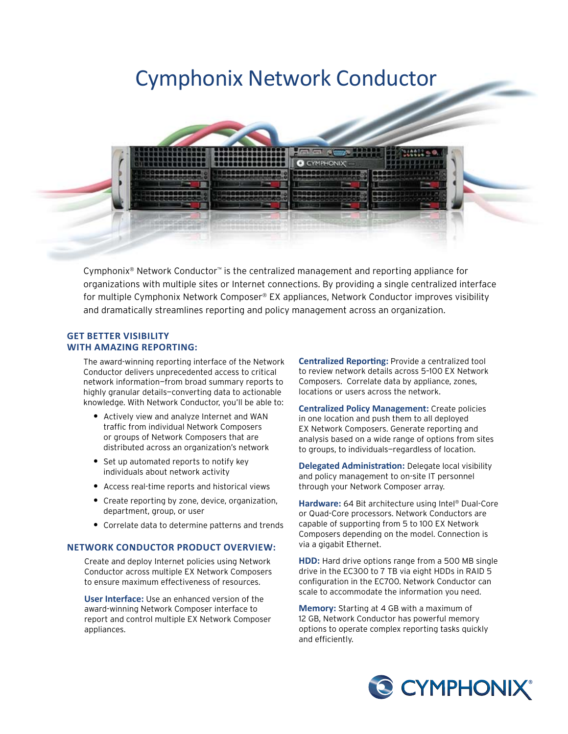# Cymphonix Network Conductor

Cymphonix® Network Conductor™ is the centralized management and reporting appliance for organizations with multiple sites or Internet connections. By providing a single centralized interface for multiple Cymphonix Network Composer® EX appliances, Network Conductor improves visibility and dramatically streamlines reporting and policy management across an organization.

## GET BETTER VISIBILITY WITH AMAZING REPORTING:

The award-winning reporting interface of the Network Conductor delivers unprecedented access to critical network information—from broad summary reports to highly granular details—converting data to actionable knowledge. With Network Conductor, you'll be able to:

- Actively view and analyze Internet and WAN traffic from individual Network Composers or groups of Network Composers that are distributed across an organization's network
- Set up automated reports to notify key individuals about network activity
- Access real-time reports and historical views
- Create reporting by zone, device, organization, department, group, or user
- Correlate data to determine patterns and trends

## NETWORK CONDUCTOR PRODUCT OVERVIEW:

Create and deploy Internet policies using Network Conductor across multiple EX Network Composers to ensure maximum effectiveness of resources.

**User Interface:** Use an enhanced version of the award-winning Network Composer interface to report and control multiple EX Network Composer appliances.

**Centralized Reporting:** Provide a centralized tool to review network details across 5-100 EX Network Composers. Correlate data by appliance, zones, locations or users across the network.

**Centralized Policy Management:** Create policies in one location and push them to all deployed EX Network Composers. Generate reporting and analysis based on a wide range of options from sites to groups, to individuals—regardless of location.

**Delegated Administration:** Delegate local visibility and policy management to on-site IT personnel through your Network Composer array.

**Hardware:** 64 Bit architecture using Intel® Dual-Core or Quad-Core processors. Network Conductors are capable of supporting from 5 to 100 EX Network Composers depending on the model. Connection is via a gigabit Ethernet.

**HDD:** Hard drive options range from a 500 MB single drive in the EC300 to 7 TB via eight HDDs in RAID 5 configuration in the EC700. Network Conductor can scale to accommodate the information you need.

**Memory:** Starting at 4 GB with a maximum of 12 GB, Network Conductor has powerful memory options to operate complex reporting tasks quickly and efficiently.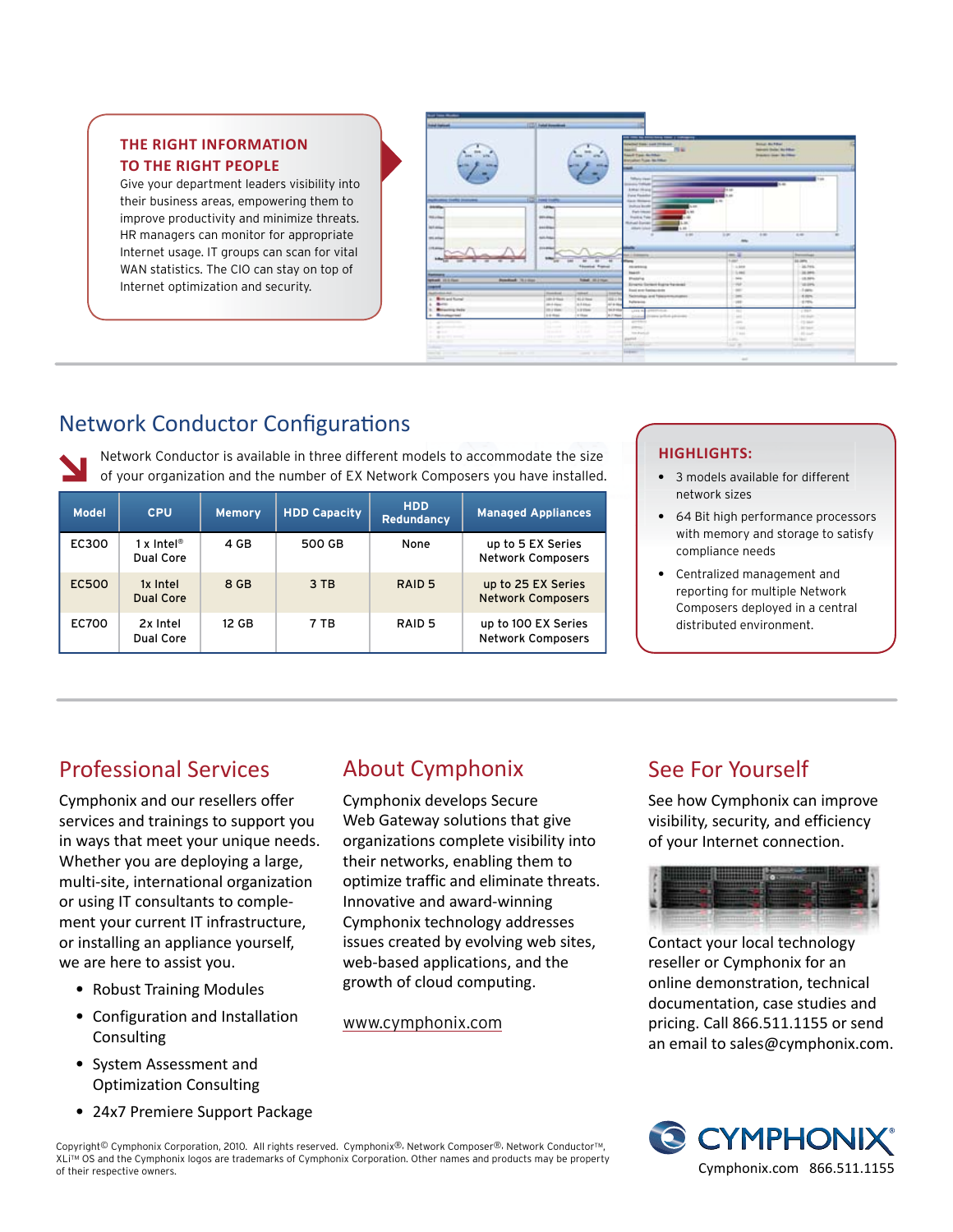### THE RIGHT INFORMATION TO THE RIGHT PEOPLE

Give your department leaders visibility into their business areas, empowering them to improve productivity and minimize threats. HR managers can monitor for appropriate Internet usage. IT groups can scan for vital WAN statistics. The CIO can stay on top of Internet optimization and security.

## Network Conductor Configurations

Network Conductor is available in three different models to accommodate the size of your organization and the number of EX Network Composers you have installed.

| Model | CPU | Memory | HDD Capacity | HDD Redundancy | Managed Appliances |
|---|---|---|---|---|---|
| EC300 | 1 x Intel® Dual Core | 4 GB | 500 GB | None | up to 5 EX Series Network Composers |
| EC500 | 1x Intel Dual Core | 8 GB | 3 TB | RAID 5 | up to 25 EX Series Network Composers |
| EC700 | 2x Intel Dual Core | 12 GB | 7 TB | RAID 5 | up to 100 EX Series Network Composers |

### HIGHLIGHTS:

- 3 models available for different network sizes
- 64 Bit high performance processors with memory and storage to satisfy compliance needs
- Centralized management and reporting for multiple Network Composers deployed in a central distributed environment.

## Professional Services

Cymphonix and our resellers offer services and trainings to support you in ways that meet your unique needs. Whether you are deploying a large, multi-site, international organization or using IT consultants to complement your current IT infrastructure, or installing an appliance yourself, we are here to assist you.

- Robust Training Modules
- Configuration and Installation Consulting
- System Assessment and Optimization Consulting
- 24x7 Premiere Support Package

## About Cymphonix

Cymphonix develops Secure Web Gateway solutions that give organizations complete visibility into their networks, enabling them to optimize traffic and eliminate threats. Innovative and award-winning Cymphonix technology addresses issues created by evolving web sites, web-based applications, and the growth of cloud computing.

www.cymphonix.com

## See For Yourself

See how Cymphonix can improve visibility, security, and efficiency of your Internet connection.

Contact your local technology reseller or Cymphonix for an online demonstration, technical documentation, case studies and pricing. Call 866.511.1155 or send an email to sales@cymphonix.com.

Copyright© Cymphonix Corporation, 2010. All rights reserved. Cymphonix®, Network Composer®, Network Conductor™, XLi™ OS and the Cymphonix logos are trademarks of Cymphonix Corporation. Other names and products may be property of their respective owners.

CYMPHONIX®

Cymphonix.com 866.511.1155